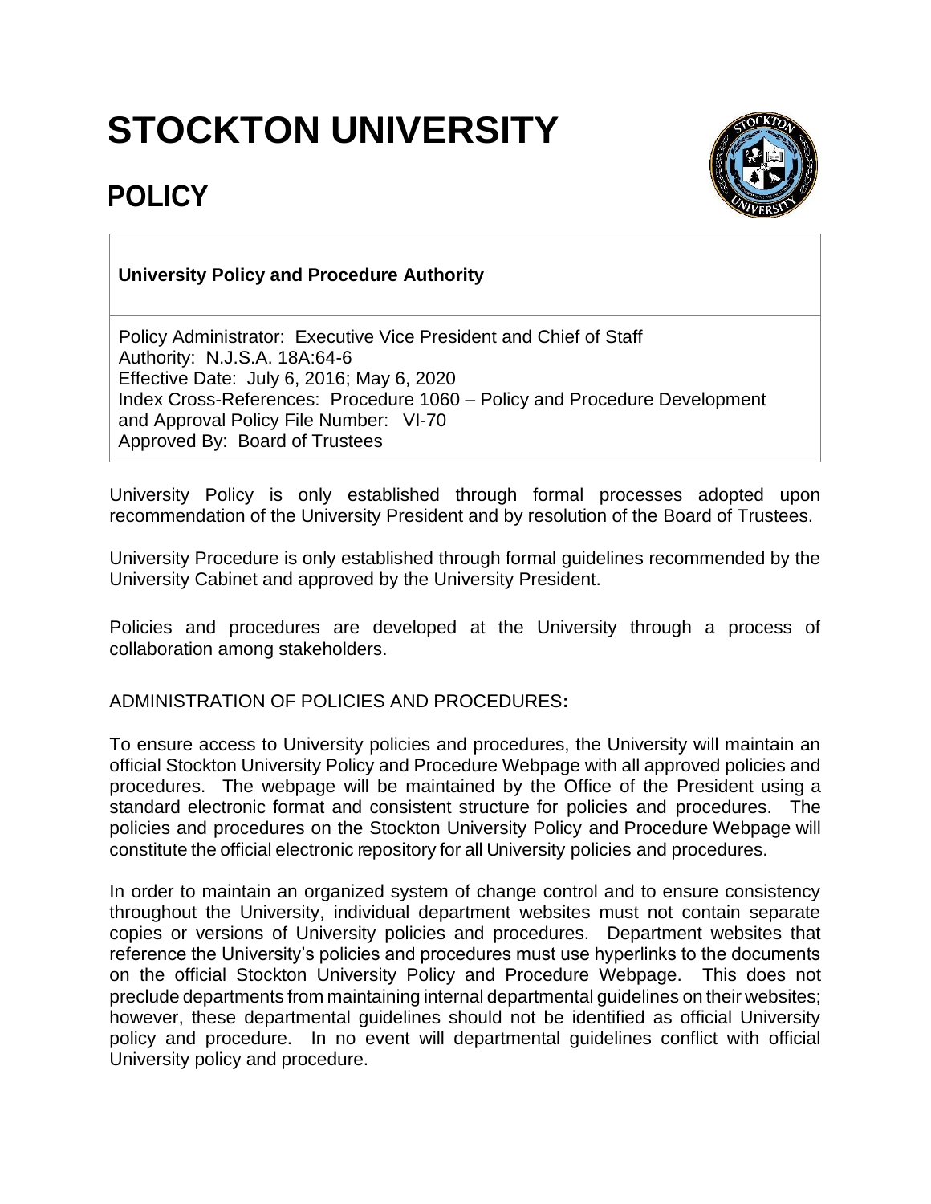# STOCKTON UNIVERSITY

## POLICY

**University Policy and Procedure Authority**

Policy Administrator: Executive Vice President and Chief of Staff
Authority: N.J.S.A. 18A:64-6
Effective Date: July 6, 2016; May 6, 2020
Index Cross-References: Procedure 1060 – Policy and Procedure Development and Approval Policy File Number: VI-70
Approved By: Board of Trustees

University Policy is only established through formal processes adopted upon recommendation of the University President and by resolution of the Board of Trustees.

University Procedure is only established through formal guidelines recommended by the University Cabinet and approved by the University President.

Policies and procedures are developed at the University through a process of collaboration among stakeholders.

ADMINISTRATION OF POLICIES AND PROCEDURES**:**

To ensure access to University policies and procedures, the University will maintain an official Stockton University Policy and Procedure Webpage with all approved policies and procedures. The webpage will be maintained by the Office of the President using a standard electronic format and consistent structure for policies and procedures. The policies and procedures on the Stockton University Policy and Procedure Webpage will constitute the official electronic repository for all University policies and procedures.

In order to maintain an organized system of change control and to ensure consistency throughout the University, individual department websites must not contain separate copies or versions of University policies and procedures. Department websites that reference the University's policies and procedures must use hyperlinks to the documents on the official Stockton University Policy and Procedure Webpage. This does not preclude departments from maintaining internal departmental guidelines on their websites; however, these departmental guidelines should not be identified as official University policy and procedure. In no event will departmental guidelines conflict with official University policy and procedure.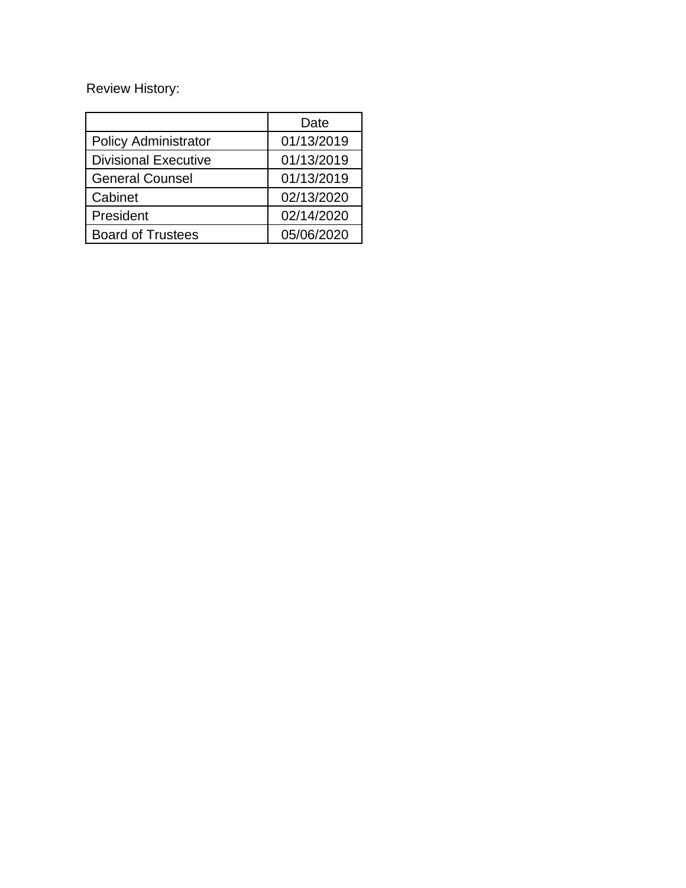Review History:

| | Date |
|---|---|
| Policy Administrator | 01/13/2019 |
| Divisional Executive | 01/13/2019 |
| General Counsel | 01/13/2019 |
| Cabinet | 02/13/2020 |
| President | 02/14/2020 |
| Board of Trustees | 05/06/2020 |